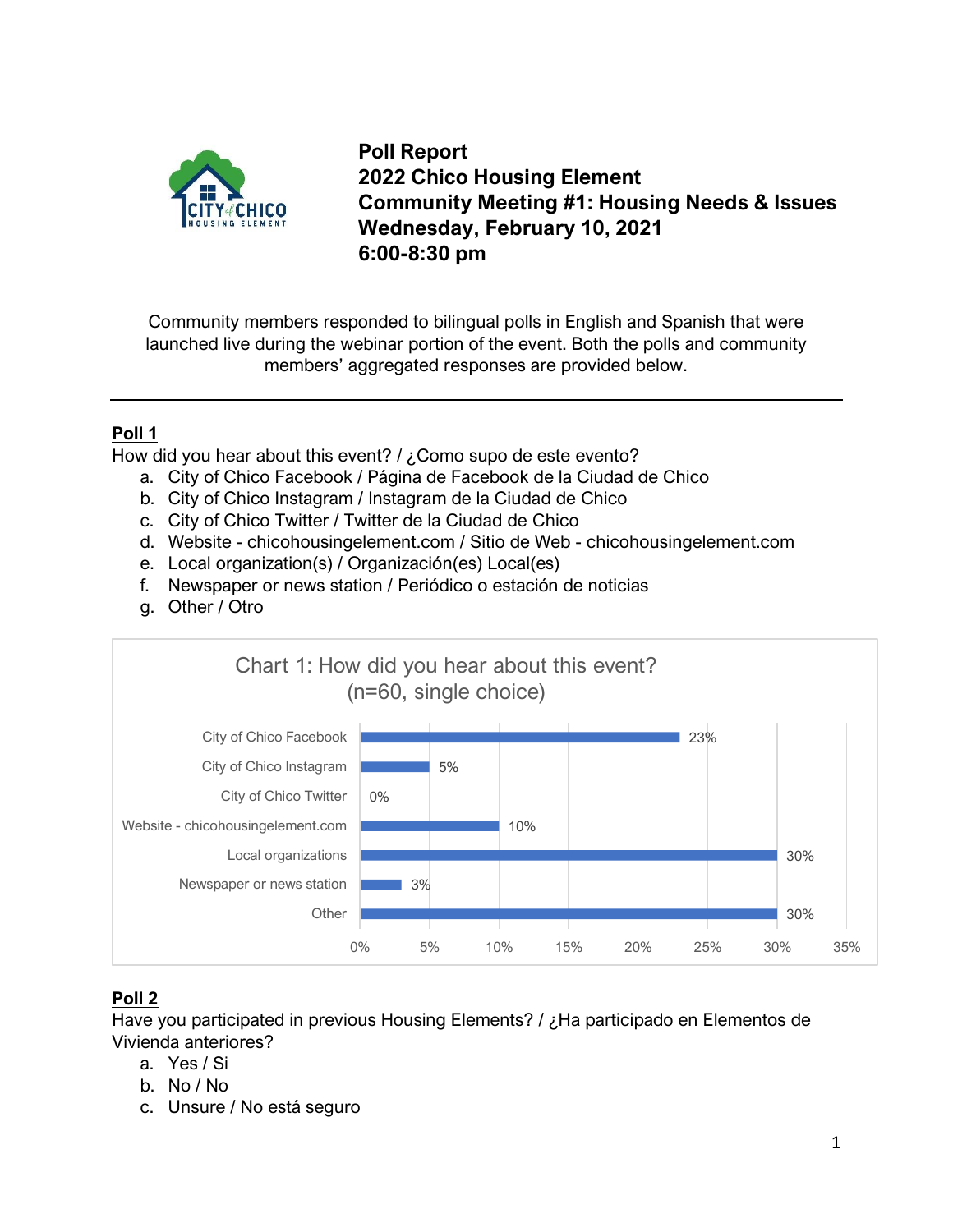# Poll Report
# 2022 Chico Housing Element
# Community Meeting #1: Housing Needs & Issues
# Wednesday, February 10, 2021
# 6:00-8:30 pm

Community members responded to bilingual polls in English and Spanish that were launched live during the webinar portion of the event. Both the polls and community members' aggregated responses are provided below.

---

## Poll 1

How did you hear about this event? / ¿Como supo de este evento?

a. City of Chico Facebook / Página de Facebook de la Ciudad de Chico
b. City of Chico Instagram / Instagram de la Ciudad de Chico
c. City of Chico Twitter / Twitter de la Ciudad de Chico
d. Website - chicohousingelement.com / Sitio de Web - chicohousingelement.com
e. Local organization(s) / Organización(es) Local(es)
f. Newspaper or news station / Periódico o estación de noticias
g. Other / Otro

Chart 1: How did you hear about this event? (n=60, single choice)

| Response | Percent |
|---|---|
| City of Chico Facebook | 23% |
| City of Chico Instagram | 5% |
| City of Chico Twitter | 0% |
| Website - chicohousingelement.com | 10% |
| Local organizations | 30% |
| Newspaper or news station | 3% |
| Other | 30% |

## Poll 2

Have you participated in previous Housing Elements? / ¿Ha participado en Elementos de Vivienda anteriores?

a. Yes / Si
b. No / No
c. Unsure / No está seguro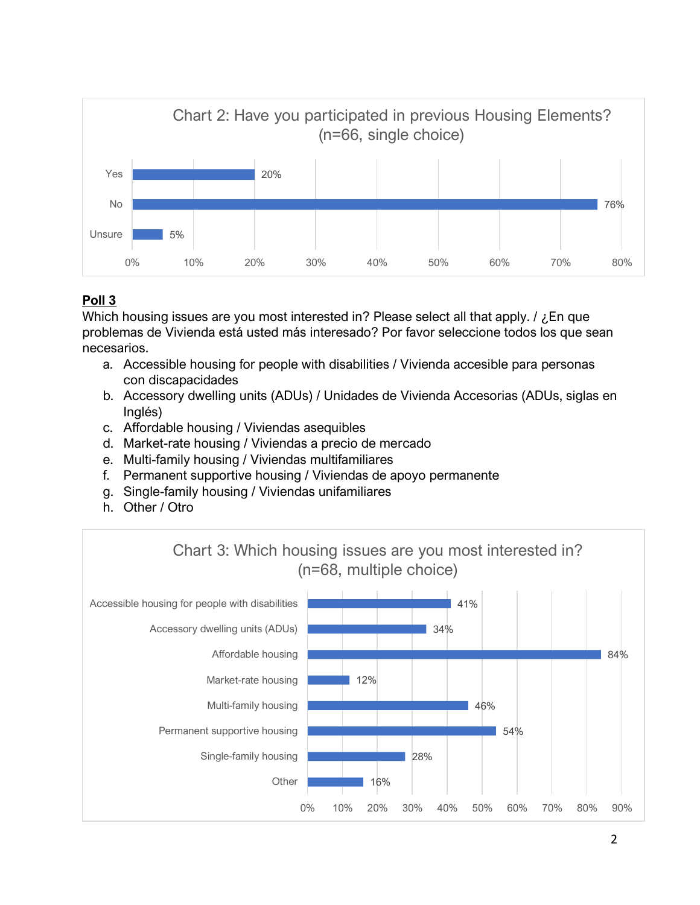Chart 2: Have you participated in previous Housing Elements? (n=66, single choice)

| Response | Percent |
| --- | --- |
| Yes | 20% |
| No | 76% |
| Unsure | 5% |

**Poll 3**

Which housing issues are you most interested in? Please select all that apply. / ¿En que problemas de Vivienda está usted más interesado? Por favor seleccione todos los que sean necesarios.

a. Accessible housing for people with disabilities / Vivienda accesible para personas con discapacidades
b. Accessory dwelling units (ADUs) / Unidades de Vivienda Accesorias (ADUs, siglas en Inglés)
c. Affordable housing / Viviendas asequibles
d. Market-rate housing / Viviendas a precio de mercado
e. Multi-family housing / Viviendas multifamiliares
f. Permanent supportive housing / Viviendas de apoyo permanente
g. Single-family housing / Viviendas unifamiliares
h. Other / Otro

Chart 3: Which housing issues are you most interested in? (n=68, multiple choice)

| Response | Percent |
| --- | --- |
| Accessible housing for people with disabilities | 41% |
| Accessory dwelling units (ADUs) | 34% |
| Affordable housing | 84% |
| Market-rate housing | 12% |
| Multi-family housing | 46% |
| Permanent supportive housing | 54% |
| Single-family housing | 28% |
| Other | 16% |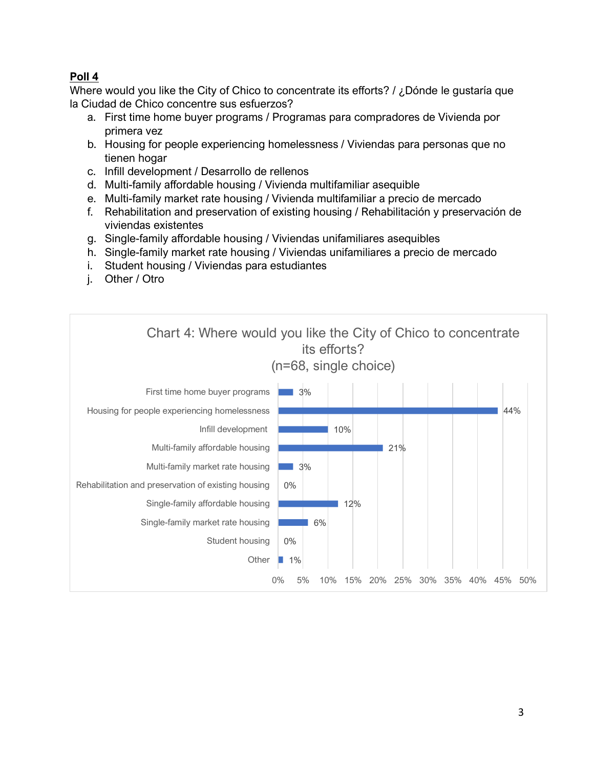**Poll 4**

Where would you like the City of Chico to concentrate its efforts? / ¿Dónde le gustaría que la Ciudad de Chico concentre sus esfuerzos?

a. First time home buyer programs / Programas para compradores de Vivienda por primera vez
b. Housing for people experiencing homelessness / Viviendas para personas que no tienen hogar
c. Infill development / Desarrollo de rellenos
d. Multi-family affordable housing / Vivienda multifamiliar asequible
e. Multi-family market rate housing / Vivienda multifamiliar a precio de mercado
f. Rehabilitation and preservation of existing housing / Rehabilitación y preservación de viviendas existentes
g. Single-family affordable housing / Viviendas unifamiliares asequibles
h. Single-family market rate housing / Viviendas unifamiliares a precio de mercado
i. Student housing / Viviendas para estudiantes
j. Other / Otro

Chart 4: Where would you like the City of Chico to concentrate its efforts?
(n=68, single choice)

First time home buyer programs 3%
Housing for people experiencing homelessness 44%
Infill development 10%
Multi-family affordable housing 21%
Multi-family market rate housing 3%
Rehabilitation and preservation of existing housing 0%
Single-family affordable housing 12%
Single-family market rate housing 6%
Student housing 0%
Other 1%

0% 5% 10% 15% 20% 25% 30% 35% 40% 45% 50%